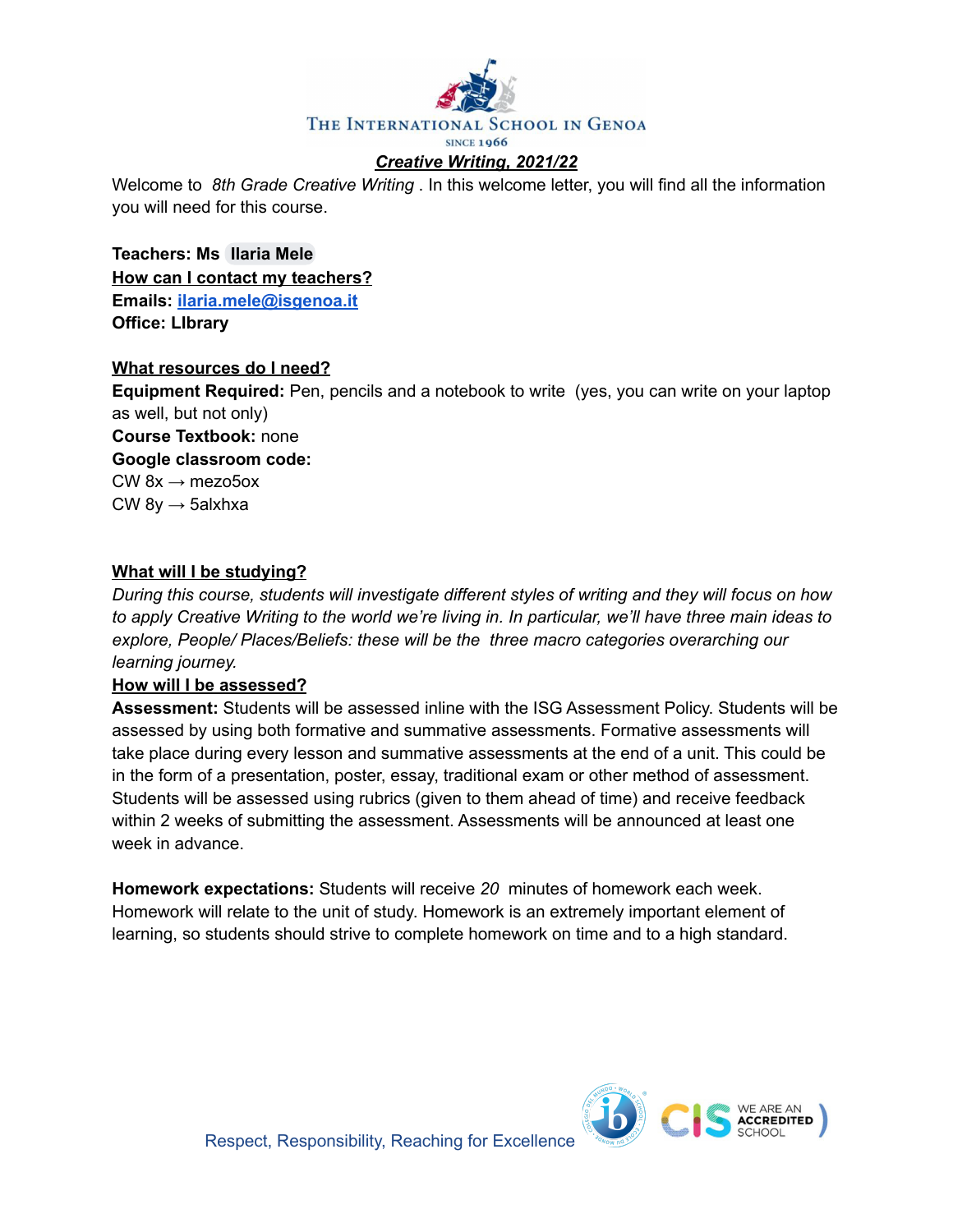THE INTERNATIONAL SCHOOL IN GENOA

SINCE 1966

# ***Creative Writing, 2021/22***

Welcome to *8th Grade Creative Writing* . In this welcome letter, you will find all the information you will need for this course.

**Teachers: Ms Ilaria Mele**

**How can I contact my teachers?**

**Emails: ilaria.mele@isgenoa.it**

**Office: LIbrary**

**What resources do I need?**

**Equipment Required:** Pen, pencils and a notebook to write (yes, you can write on your laptop as well, but not only)

**Course Textbook:** none

**Google classroom code:**

CW 8x → mezo5ox

CW 8y → 5alxhxa

**What will I be studying?**

*During this course, students will investigate different styles of writing and they will focus on how to apply Creative Writing to the world we're living in. In particular, we'll have three main ideas to explore, People/ Places/Beliefs: these will be the three macro categories overarching our learning journey.*

**How will I be assessed?**

**Assessment:** Students will be assessed inline with the ISG Assessment Policy. Students will be assessed by using both formative and summative assessments. Formative assessments will take place during every lesson and summative assessments at the end of a unit. This could be in the form of a presentation, poster, essay, traditional exam or other method of assessment. Students will be assessed using rubrics (given to them ahead of time) and receive feedback within 2 weeks of submitting the assessment. Assessments will be announced at least one week in advance.

**Homework expectations:** Students will receive *20* minutes of homework each week. Homework will relate to the unit of study. Homework is an extremely important element of learning, so students should strive to complete homework on time and to a high standard.

Respect, Responsibility, Reaching for Excellence

WE ARE AN ACCREDITED SCHOOL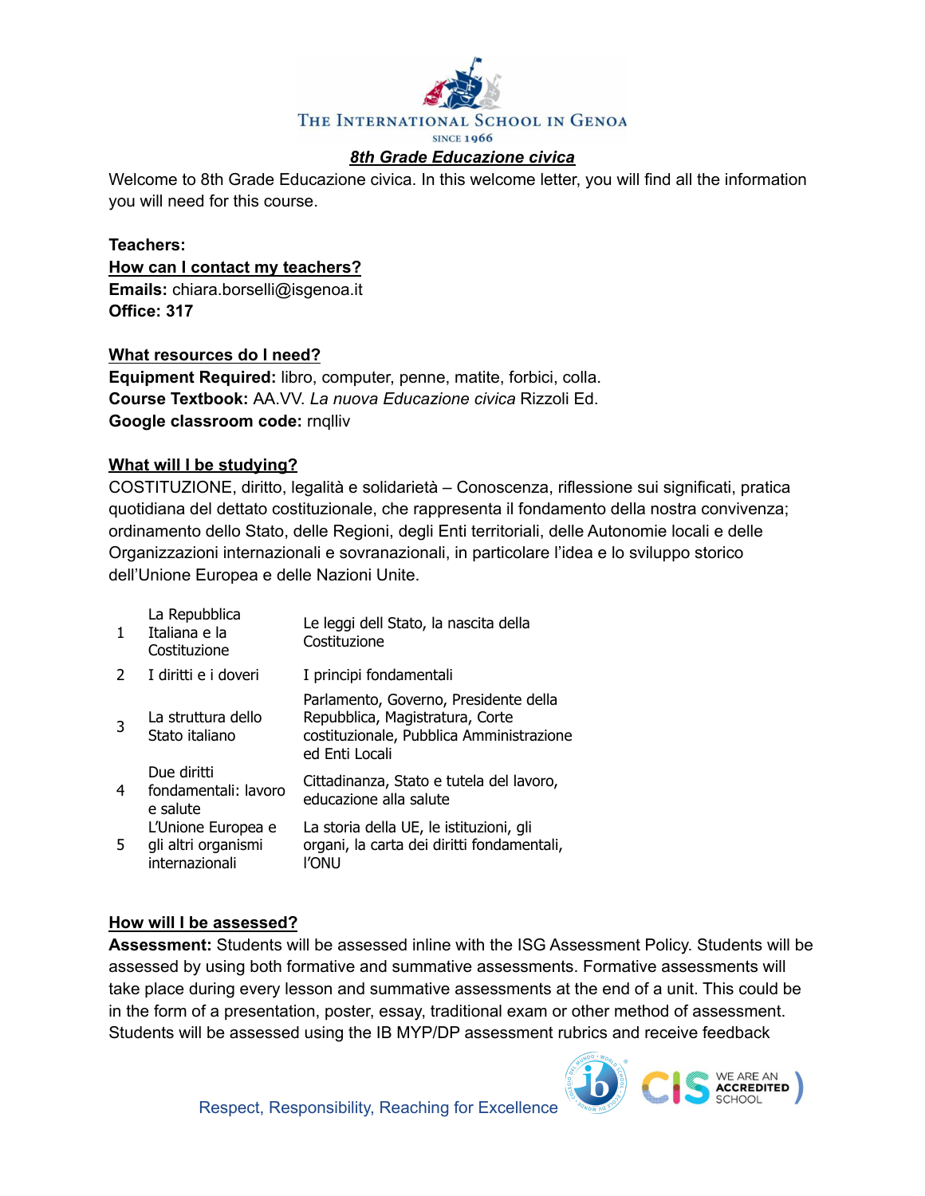THE INTERNATIONAL SCHOOL IN GENOA
SINCE 1966

## ***8th Grade Educazione civica***

Welcome to 8th Grade Educazione civica. In this welcome letter, you will find all the information you will need for this course.

**Teachers:**

**How can I contact my teachers?**

**Emails:** chiara.borselli@isgenoa.it

**Office: 317**

### What resources do I need?

**Equipment Required:** libro, computer, penne, matite, forbici, colla.

**Course Textbook:** AA.VV. *La nuova Educazione civica* Rizzoli Ed.

**Google classroom code:** rnqlliv

### What will I be studying?

COSTITUZIONE, diritto, legalità e solidarietà – Conoscenza, riflessione sui significati, pratica quotidiana del dettato costituzionale, che rappresenta il fondamento della nostra convivenza; ordinamento dello Stato, delle Regioni, degli Enti territoriali, delle Autonomie locali e delle Organizzazioni internazionali e sovranazionali, in particolare l'idea e lo sviluppo storico dell'Unione Europea e delle Nazioni Unite.

| | | |
|---|---|---|
| 1 | La Repubblica Italiana e la Costituzione | Le leggi dell Stato, la nascita della Costituzione |
| 2 | I diritti e i doveri | I principi fondamentali |
| 3 | La struttura dello Stato italiano | Parlamento, Governo, Presidente della Repubblica, Magistratura, Corte costituzionale, Pubblica Amministrazione ed Enti Locali |
| 4 | Due diritti fondamentali: lavoro e salute | Cittadinanza, Stato e tutela del lavoro, educazione alla salute |
| 5 | L'Unione Europea e gli altri organismi internazionali | La storia della UE, le istituzioni, gli organi, la carta dei diritti fondamentali, l'ONU |

### How will I be assessed?

**Assessment:** Students will be assessed inline with the ISG Assessment Policy. Students will be assessed by using both formative and summative assessments. Formative assessments will take place during every lesson and summative assessments at the end of a unit. This could be in the form of a presentation, poster, essay, traditional exam or other method of assessment. Students will be assessed using the IB MYP/DP assessment rubrics and receive feedback

Respect, Responsibility, Reaching for Excellence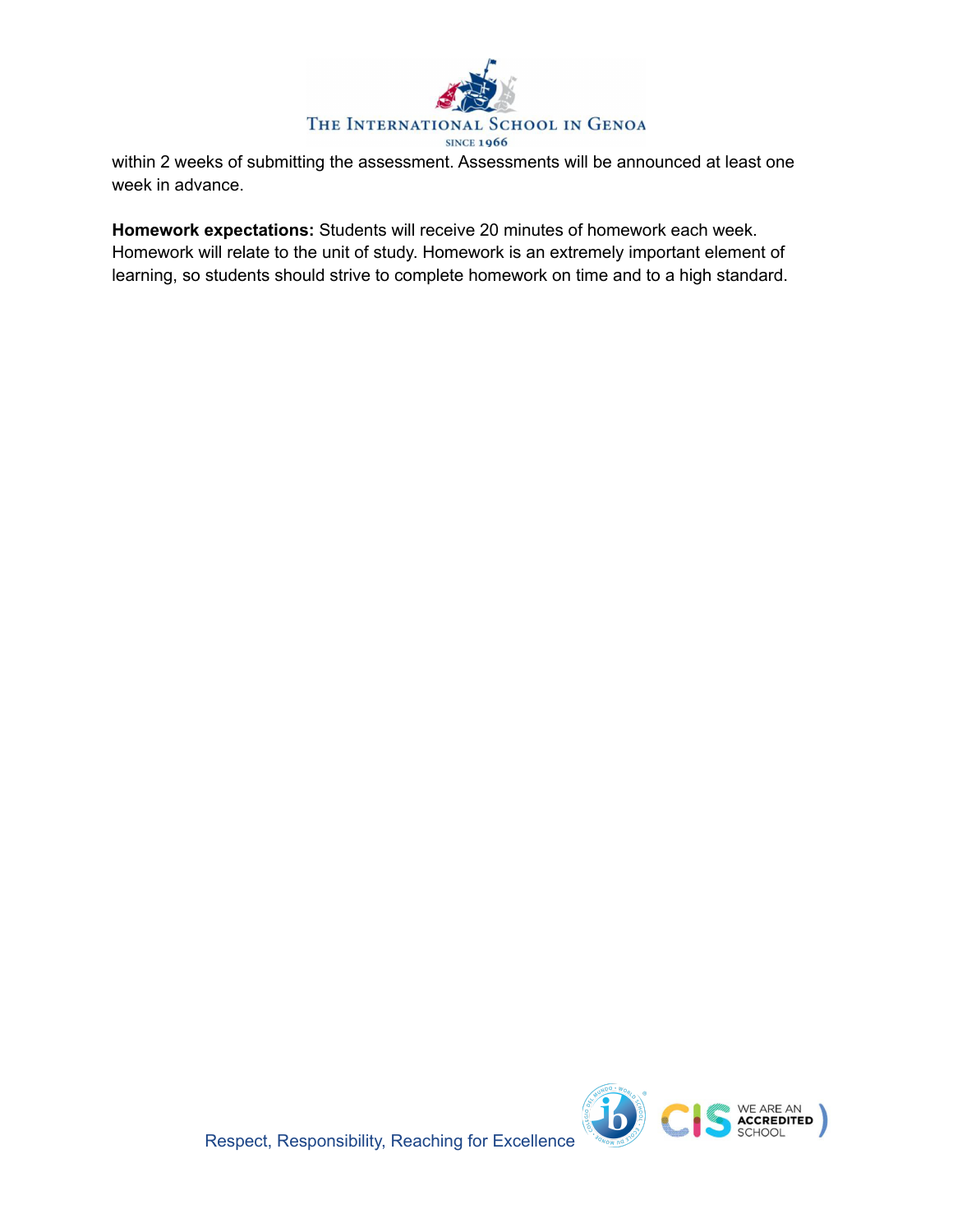within 2 weeks of submitting the assessment. Assessments will be announced at least one week in advance.

**Homework expectations:** Students will receive 20 minutes of homework each week. Homework will relate to the unit of study. Homework is an extremely important element of learning, so students should strive to complete homework on time and to a high standard.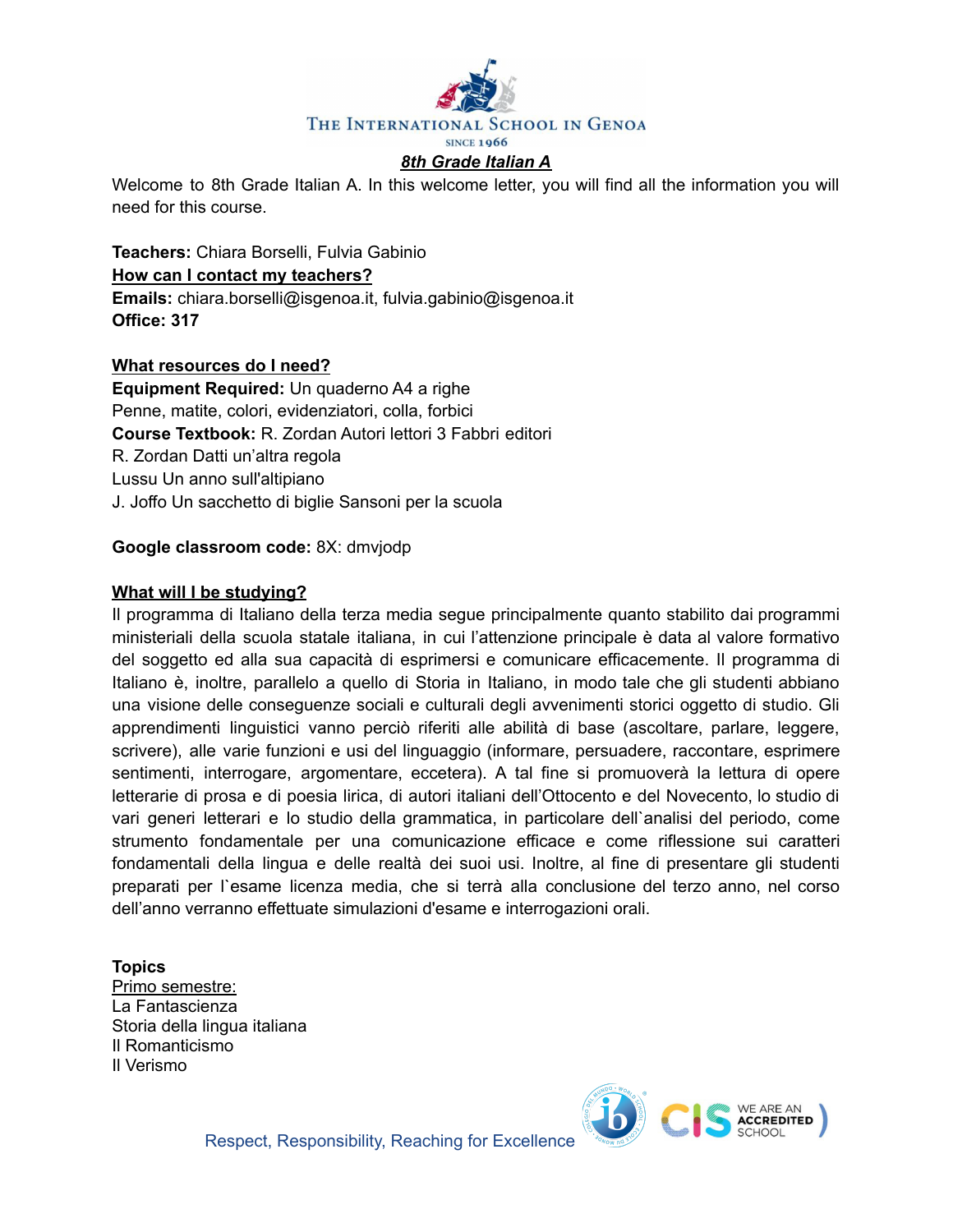# 8th Grade Italian A

Welcome to 8th Grade Italian A. In this welcome letter, you will find all the information you will need for this course.

**Teachers:** Chiara Borselli, Fulvia Gabinio

**How can I contact my teachers?**

**Emails:** chiara.borselli@isgenoa.it, fulvia.gabinio@isgenoa.it

**Office: 317**

## What resources do I need?

**Equipment Required:** Un quaderno A4 a righe
Penne, matite, colori, evidenziatori, colla, forbici

**Course Textbook:** R. Zordan Autori lettori 3 Fabbri editori
R. Zordan Datti un'altra regola
Lussu Un anno sull'altipiano
J. Joffo Un sacchetto di biglie Sansoni per la scuola

**Google classroom code:** 8X: dmvjodp

## What will I be studying?

Il programma di Italiano della terza media segue principalmente quanto stabilito dai programmi ministeriali della scuola statale italiana, in cui l'attenzione principale è data al valore formativo del soggetto ed alla sua capacità di esprimersi e comunicare efficacemente. Il programma di Italiano è, inoltre, parallelo a quello di Storia in Italiano, in modo tale che gli studenti abbiano una visione delle conseguenze sociali e culturali degli avvenimenti storici oggetto di studio. Gli apprendimenti linguistici vanno perciò riferiti alle abilità di base (ascoltare, parlare, leggere, scrivere), alle varie funzioni e usi del linguaggio (informare, persuadere, raccontare, esprimere sentimenti, interrogare, argomentare, eccetera). A tal fine si promuoverà la lettura di opere letterarie di prosa e di poesia lirica, di autori italiani dell'Ottocento e del Novecento, lo studio di vari generi letterari e lo studio della grammatica, in particolare dell`analisi del periodo, come strumento fondamentale per una comunicazione efficace e come riflessione sui caratteri fondamentali della lingua e delle realtà dei suoi usi. Inoltre, al fine di presentare gli studenti preparati per l`esame licenza media, che si terrà alla conclusione del terzo anno, nel corso dell'anno verranno effettuate simulazioni d'esame e interrogazioni orali.

**Topics**

Primo semestre:

La Fantascienza
Storia della lingua italiana
Il Romanticismo
Il Verismo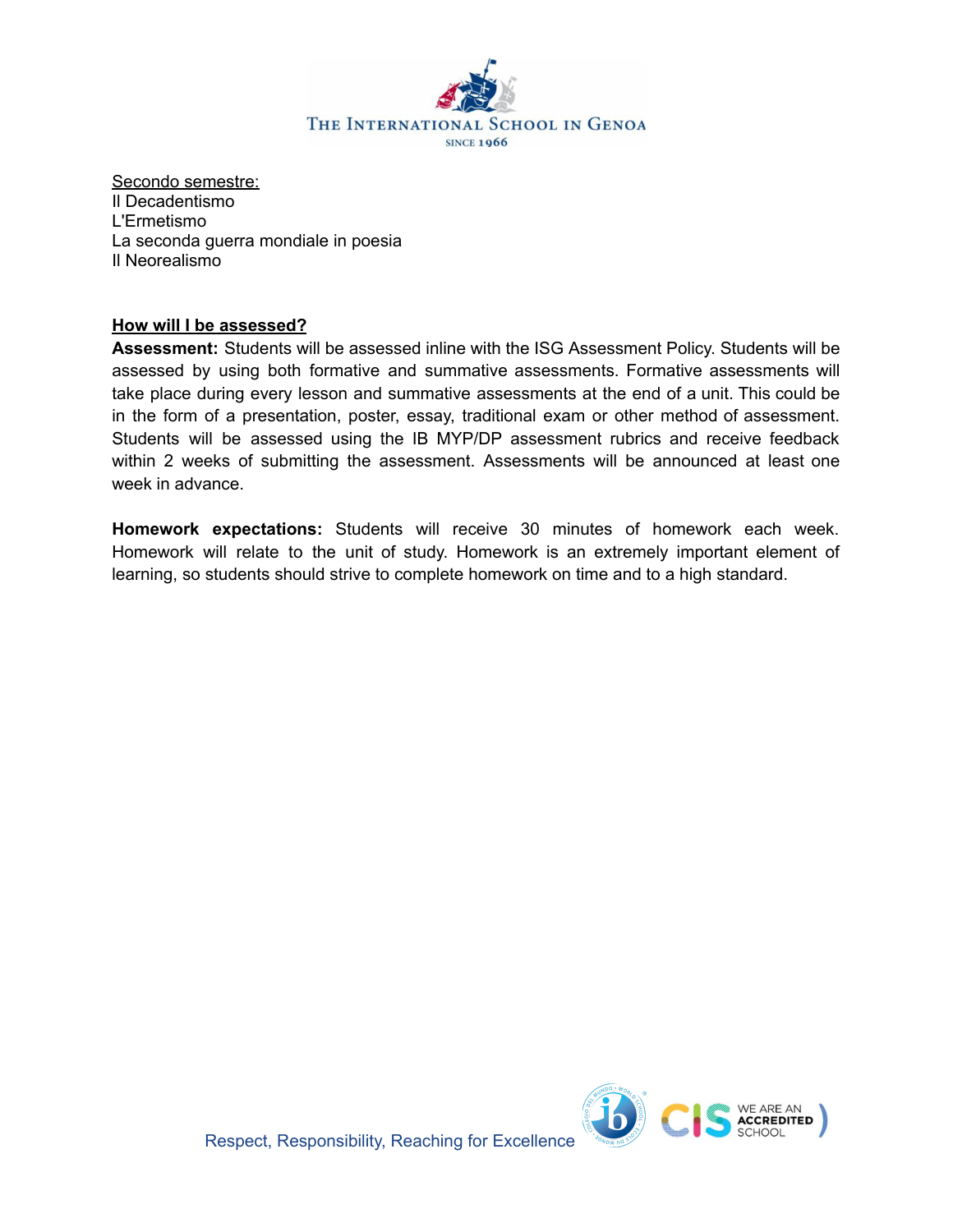Secondo semestre:
Il Decadentismo
L'Ermetismo
La seconda guerra mondiale in poesia
Il Neorealismo

**How will I be assessed?**

**Assessment:** Students will be assessed inline with the ISG Assessment Policy. Students will be assessed by using both formative and summative assessments. Formative assessments will take place during every lesson and summative assessments at the end of a unit. This could be in the form of a presentation, poster, essay, traditional exam or other method of assessment. Students will be assessed using the IB MYP/DP assessment rubrics and receive feedback within 2 weeks of submitting the assessment. Assessments will be announced at least one week in advance.

**Homework expectations:** Students will receive 30 minutes of homework each week. Homework will relate to the unit of study. Homework is an extremely important element of learning, so students should strive to complete homework on time and to a high standard.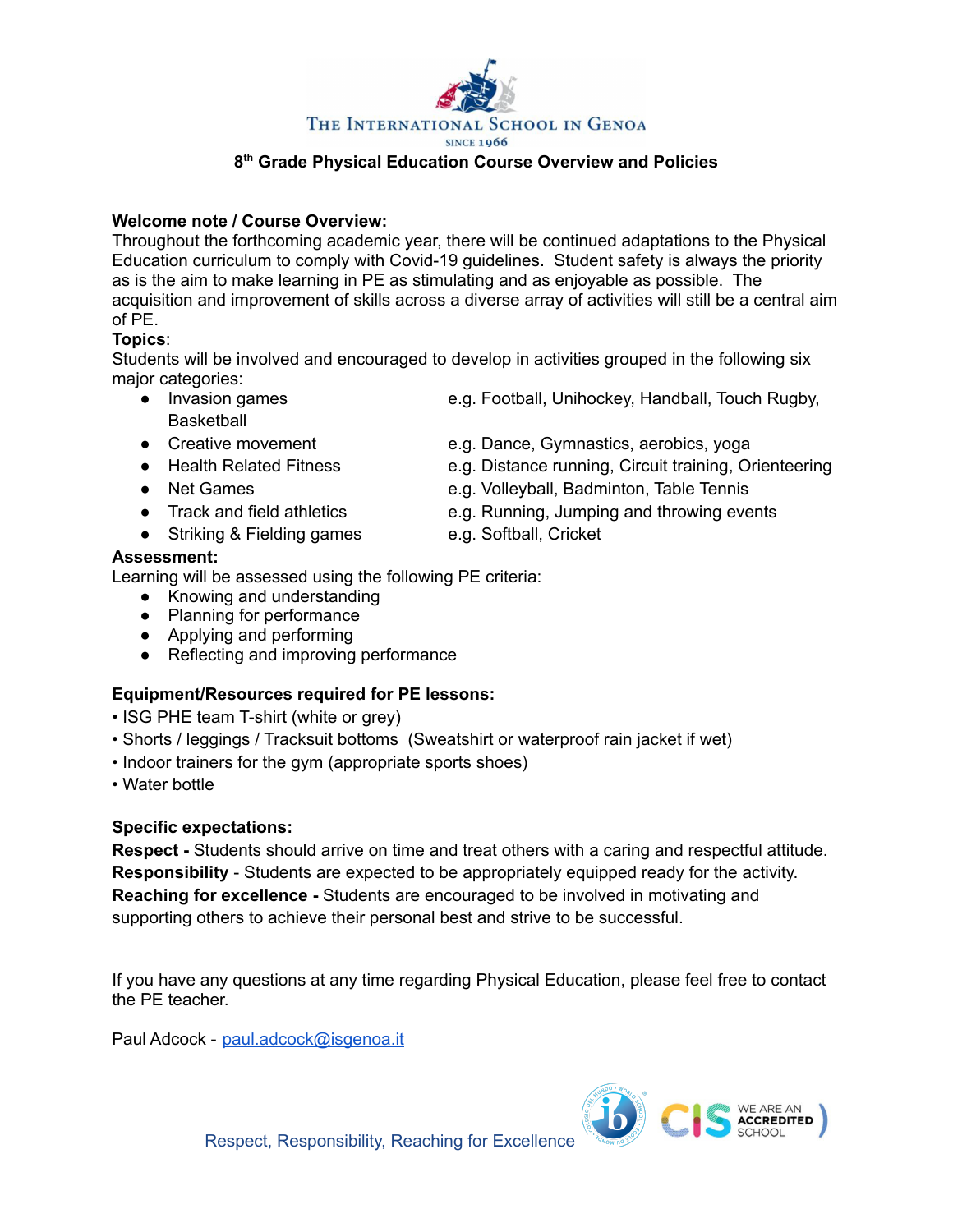THE INTERNATIONAL SCHOOL IN GENOA

SINCE 1966

# 8th Grade Physical Education Course Overview and Policies

**Welcome note / Course Overview:**
Throughout the forthcoming academic year, there will be continued adaptations to the Physical Education curriculum to comply with Covid-19 guidelines. Student safety is always the priority as is the aim to make learning in PE as stimulating and as enjoyable as possible. The acquisition and improvement of skills across a diverse array of activities will still be a central aim of PE.

**Topics**:
Students will be involved and encouraged to develop in activities grouped in the following six major categories:

- Invasion games — e.g. Football, Unihockey, Handball, Touch Rugby, Basketball
- Creative movement — e.g. Dance, Gymnastics, aerobics, yoga
- Health Related Fitness — e.g. Distance running, Circuit training, Orienteering
- Net Games — e.g. Volleyball, Badminton, Table Tennis
- Track and field athletics — e.g. Running, Jumping and throwing events
- Striking & Fielding games — e.g. Softball, Cricket

**Assessment:**
Learning will be assessed using the following PE criteria:

- Knowing and understanding
- Planning for performance
- Applying and performing
- Reflecting and improving performance

**Equipment/Resources required for PE lessons:**

- ISG PHE team T-shirt (white or grey)
- Shorts / leggings / Tracksuit bottoms (Sweatshirt or waterproof rain jacket if wet)
- Indoor trainers for the gym (appropriate sports shoes)
- Water bottle

**Specific expectations:**
**Respect -** Students should arrive on time and treat others with a caring and respectful attitude.
**Responsibility** - Students are expected to be appropriately equipped ready for the activity.
**Reaching for excellence -** Students are encouraged to be involved in motivating and supporting others to achieve their personal best and strive to be successful.

If you have any questions at any time regarding Physical Education, please feel free to contact the PE teacher.

Paul Adcock - paul.adcock@isgenoa.it

Respect, Responsibility, Reaching for Excellence

WE ARE AN ACCREDITED SCHOOL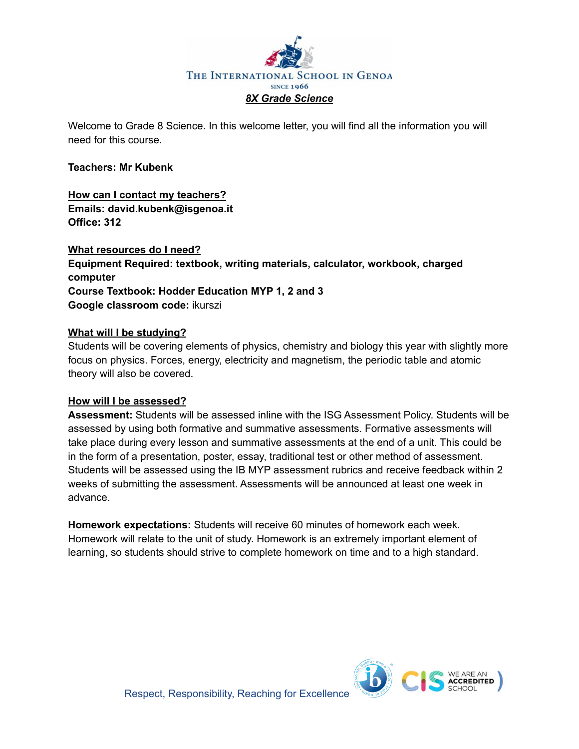THE INTERNATIONAL SCHOOL IN GENOA

SINCE 1966

***8X Grade Science***

Welcome to Grade 8 Science. In this welcome letter, you will find all the information you will need for this course.

**Teachers: Mr Kubenk**

**How can I contact my teachers?**
**Emails: david.kubenk@isgenoa.it**
**Office: 312**

**What resources do I need?**
**Equipment Required: textbook, writing materials, calculator, workbook, charged computer**
**Course Textbook: Hodder Education MYP 1, 2 and 3**
**Google classroom code:** ikurszi

**What will I be studying?**
Students will be covering elements of physics, chemistry and biology this year with slightly more focus on physics. Forces, energy, electricity and magnetism, the periodic table and atomic theory will also be covered.

**How will I be assessed?**
**Assessment:** Students will be assessed inline with the ISG Assessment Policy. Students will be assessed by using both formative and summative assessments. Formative assessments will take place during every lesson and summative assessments at the end of a unit. This could be in the form of a presentation, poster, essay, traditional test or other method of assessment. Students will be assessed using the IB MYP assessment rubrics and receive feedback within 2 weeks of submitting the assessment. Assessments will be announced at least one week in advance.

**Homework expectations:** Students will receive 60 minutes of homework each week. Homework will relate to the unit of study. Homework is an extremely important element of learning, so students should strive to complete homework on time and to a high standard.

Respect, Responsibility, Reaching for Excellence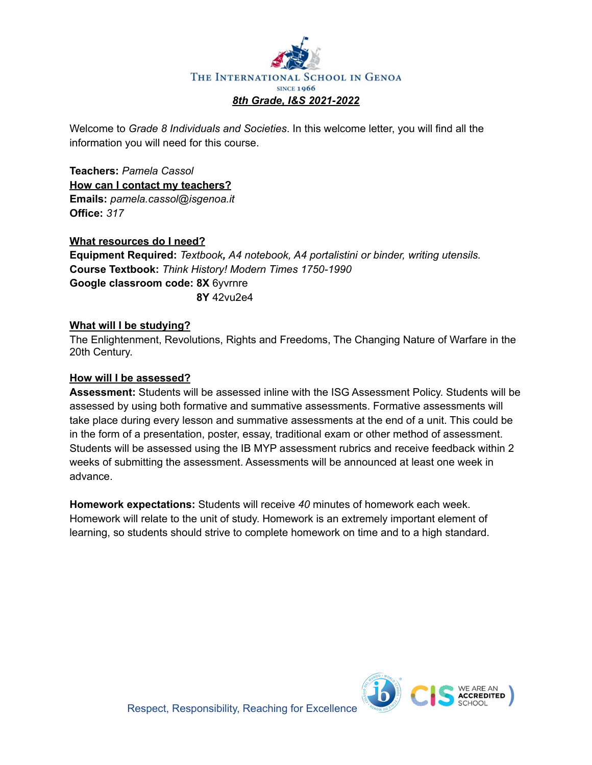THE INTERNATIONAL SCHOOL IN GENOA

SINCE 1966

***8th Grade, I&S 2021-2022***

Welcome to *Grade 8 Individuals and Societies*. In this welcome letter, you will find all the information you will need for this course.

**Teachers:** *Pamela Cassol*

**How can I contact my teachers?**

**Emails:** *pamela.cassol@isgenoa.it*

**Office:** *317*

**What resources do I need?**

**Equipment Required:** *Textbook, A4 notebook, A4 portalistini or binder, writing utensils.*

**Course Textbook:** *Think History! Modern Times 1750-1990*

**Google classroom code:** **8X** 6yvrnre
**8Y** 42vu2e4

**What will I be studying?**

The Enlightenment, Revolutions, Rights and Freedoms, The Changing Nature of Warfare in the 20th Century.

**How will I be assessed?**

**Assessment:** Students will be assessed inline with the ISG Assessment Policy. Students will be assessed by using both formative and summative assessments. Formative assessments will take place during every lesson and summative assessments at the end of a unit. This could be in the form of a presentation, poster, essay, traditional exam or other method of assessment. Students will be assessed using the IB MYP assessment rubrics and receive feedback within 2 weeks of submitting the assessment. Assessments will be announced at least one week in advance.

**Homework expectations:** Students will receive *40* minutes of homework each week. Homework will relate to the unit of study. Homework is an extremely important element of learning, so students should strive to complete homework on time and to a high standard.

Respect, Responsibility, Reaching for Excellence

WE ARE AN ACCREDITED SCHOOL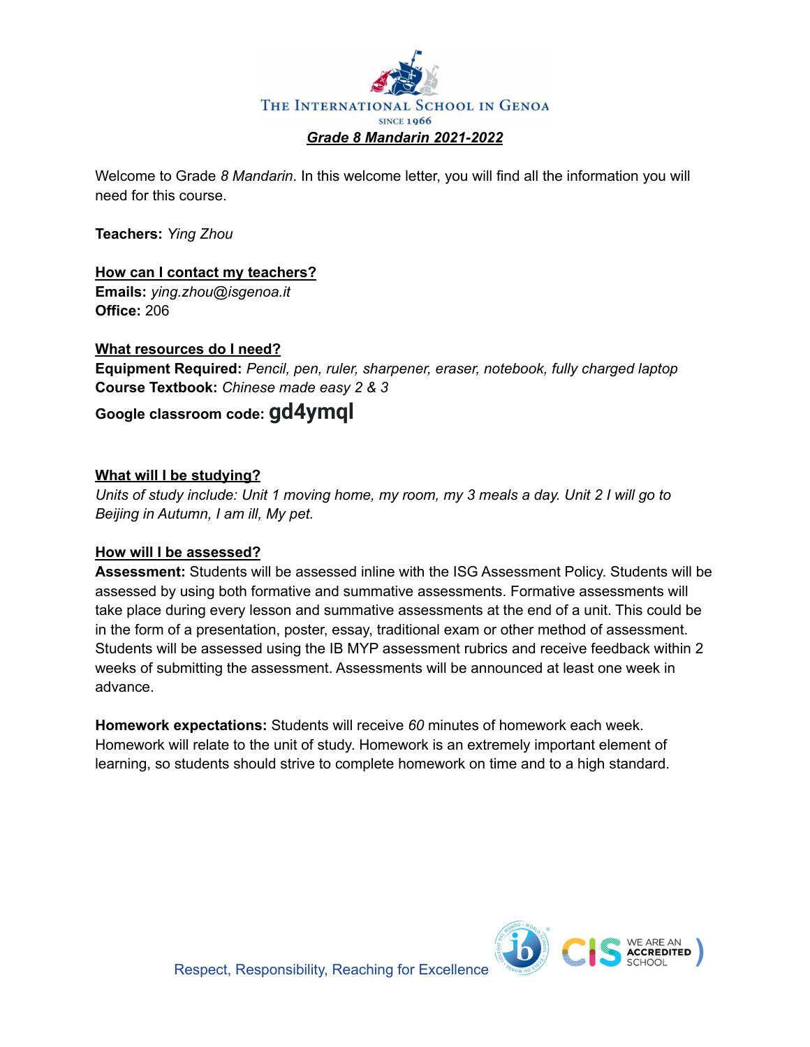THE INTERNATIONAL SCHOOL IN GENOA

SINCE 1966

## ***Grade 8 Mandarin 2021-2022***

Welcome to Grade *8 Mandarin*. In this welcome letter, you will find all the information you will need for this course.

**Teachers:** *Ying Zhou*

**How can I contact my teachers?**

**Emails:** *ying.zhou@isgenoa.it*
**Office:** 206

**What resources do I need?**

**Equipment Required:** *Pencil, pen, ruler, sharpener, eraser, notebook, fully charged laptop*
**Course Textbook:** *Chinese made easy 2 & 3*

**Google classroom code: gd4ymql**

**What will I be studying?**

*Units of study include: Unit 1 moving home, my room, my 3 meals a day. Unit 2 I will go to Beijing in Autumn, I am ill, My pet.*

**How will I be assessed?**

**Assessment:** Students will be assessed inline with the ISG Assessment Policy. Students will be assessed by using both formative and summative assessments. Formative assessments will take place during every lesson and summative assessments at the end of a unit. This could be in the form of a presentation, poster, essay, traditional exam or other method of assessment. Students will be assessed using the IB MYP assessment rubrics and receive feedback within 2 weeks of submitting the assessment. Assessments will be announced at least one week in advance.

**Homework expectations:** Students will receive *60* minutes of homework each week. Homework will relate to the unit of study. Homework is an extremely important element of learning, so students should strive to complete homework on time and to a high standard.

Respect, Responsibility, Reaching for Excellence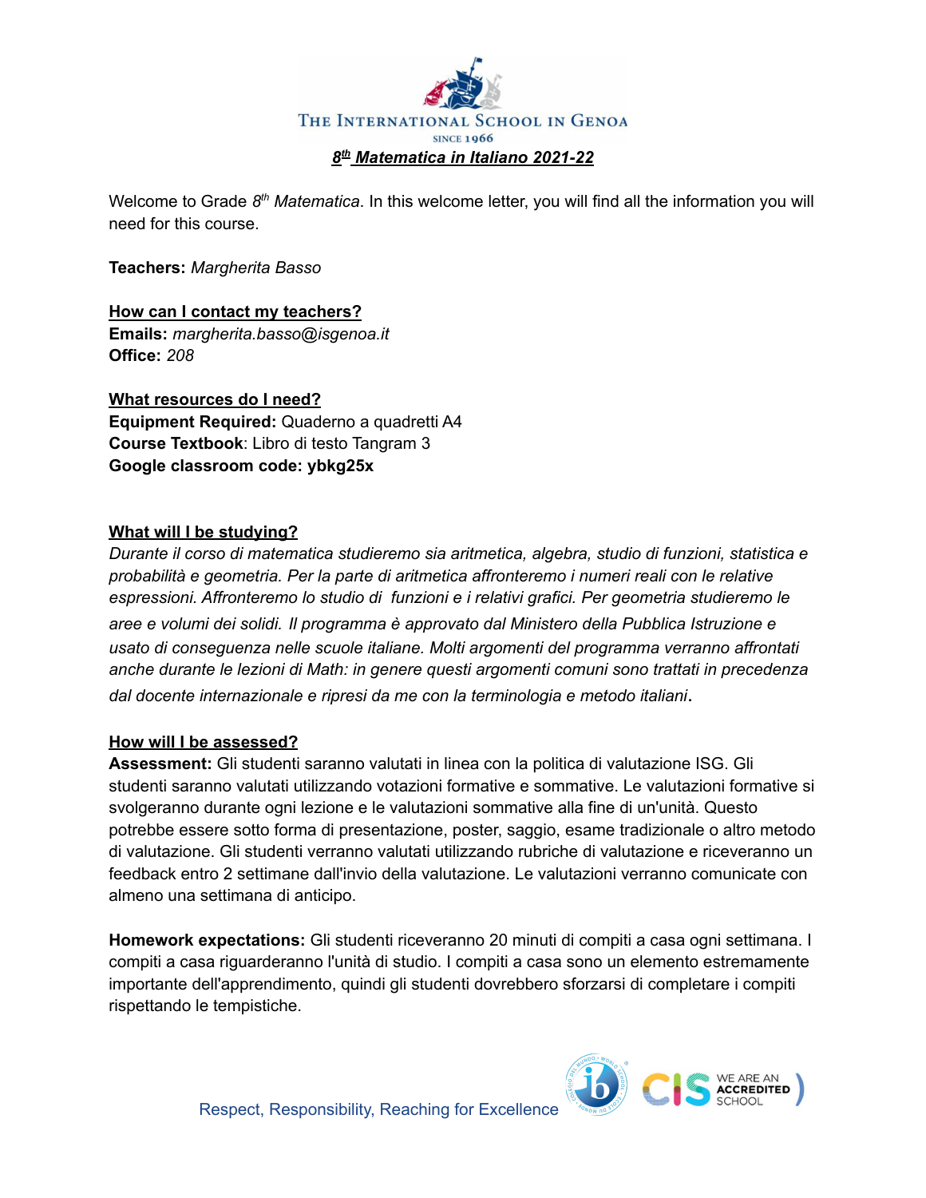The International School in Genoa

Since 1966

# *8th Matematica in Italiano 2021-22*

Welcome to Grade *8th Matematica*. In this welcome letter, you will find all the information you will need for this course.

**Teachers:** *Margherita Basso*

**How can I contact my teachers?**
**Emails:** *margherita.basso@isgenoa.it*
**Office:** *208*

**What resources do I need?**
**Equipment Required:** Quaderno a quadretti A4
**Course Textbook**: Libro di testo Tangram 3
**Google classroom code: ybkg25x**

**What will I be studying?**
*Durante il corso di matematica studieremo sia aritmetica, algebra, studio di funzioni, statistica e probabilità e geometria. Per la parte di aritmetica affronteremo i numeri reali con le relative espressioni. Affronteremo lo studio di funzioni e i relativi grafici. Per geometria studieremo le aree e volumi dei solidi. Il programma è approvato dal Ministero della Pubblica Istruzione e usato di conseguenza nelle scuole italiane. Molti argomenti del programma verranno affrontati anche durante le lezioni di Math: in genere questi argomenti comuni sono trattati in precedenza dal docente internazionale e ripresi da me con la terminologia e metodo italiani*.

**How will I be assessed?**
**Assessment:** Gli studenti saranno valutati in linea con la politica di valutazione ISG. Gli studenti saranno valutati utilizzando votazioni formative e sommative. Le valutazioni formative si svolgeranno durante ogni lezione e le valutazioni sommative alla fine di un'unità. Questo potrebbe essere sotto forma di presentazione, poster, saggio, esame tradizionale o altro metodo di valutazione. Gli studenti verranno valutati utilizzando rubriche di valutazione e riceveranno un feedback entro 2 settimane dall'invio della valutazione. Le valutazioni verranno comunicate con almeno una settimana di anticipo.

**Homework expectations:** Gli studenti riceveranno 20 minuti di compiti a casa ogni settimana. I compiti a casa riguarderanno l'unità di studio. I compiti a casa sono un elemento estremamente importante dell'apprendimento, quindi gli studenti dovrebbero sforzarsi di completare i compiti rispettando le tempistiche.

Respect, Responsibility, Reaching for Excellence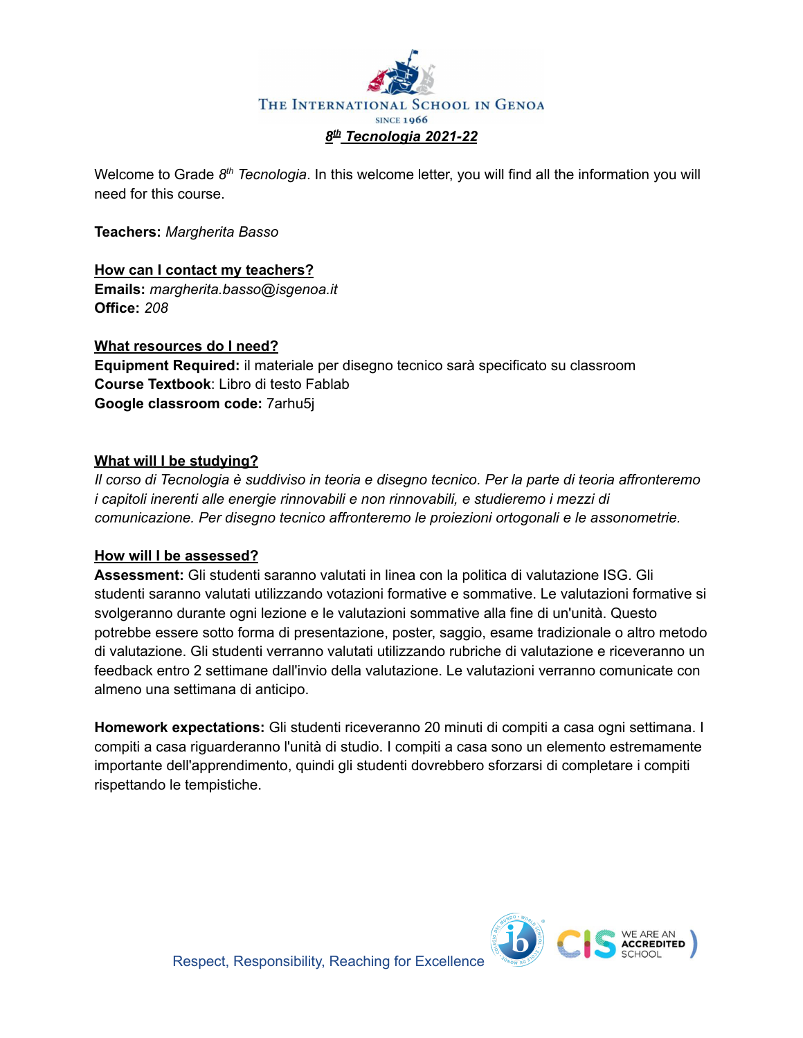THE INTERNATIONAL SCHOOL IN GENOA

SINCE 1966

# *8th Tecnologia 2021-22*

Welcome to Grade 8th *Tecnologia*. In this welcome letter, you will find all the information you will need for this course.

**Teachers:** *Margherita Basso*

## How can I contact my teachers?

**Emails:** *margherita.basso@isgenoa.it*
**Office:** *208*

## What resources do I need?

**Equipment Required:** il materiale per disegno tecnico sarà specificato su classroom
**Course Textbook**: Libro di testo Fablab
**Google classroom code:** 7arhu5j

## What will I be studying?

*Il corso di Tecnologia è suddiviso in teoria e disegno tecnico. Per la parte di teoria affronteremo i capitoli inerenti alle energie rinnovabili e non rinnovabili, e studieremo i mezzi di comunicazione. Per disegno tecnico affronteremo le proiezioni ortogonali e le assonometrie.*

## How will I be assessed?

**Assessment:** Gli studenti saranno valutati in linea con la politica di valutazione ISG. Gli studenti saranno valutati utilizzando votazioni formative e sommative. Le valutazioni formative si svolgeranno durante ogni lezione e le valutazioni sommative alla fine di un'unità. Questo potrebbe essere sotto forma di presentazione, poster, saggio, esame tradizionale o altro metodo di valutazione. Gli studenti verranno valutati utilizzando rubriche di valutazione e riceveranno un feedback entro 2 settimane dall'invio della valutazione. Le valutazioni verranno comunicate con almeno una settimana di anticipo.

**Homework expectations:** Gli studenti riceveranno 20 minuti di compiti a casa ogni settimana. I compiti a casa riguarderanno l'unità di studio. I compiti a casa sono un elemento estremamente importante dell'apprendimento, quindi gli studenti dovrebbero sforzarsi di completare i compiti rispettando le tempistiche.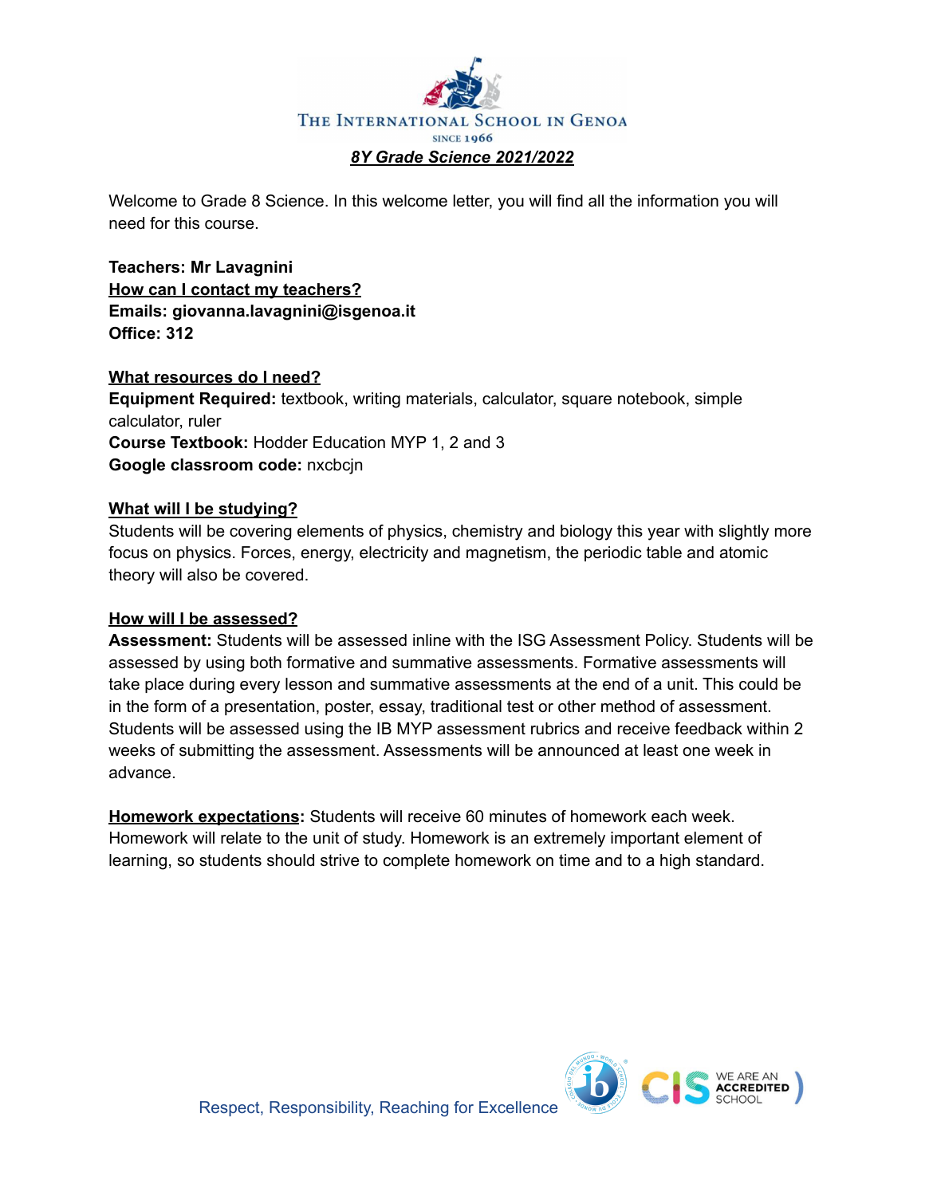THE INTERNATIONAL SCHOOL IN GENOA

SINCE 1966

***8Y Grade Science 2021/2022***

Welcome to Grade 8 Science. In this welcome letter, you will find all the information you will need for this course.

**Teachers: Mr Lavagnini**
**How can I contact my teachers?**
**Emails: giovanna.lavagnini@isgenoa.it**
**Office: 312**

**What resources do I need?**
**Equipment Required:** textbook, writing materials, calculator, square notebook, simple calculator, ruler
**Course Textbook:** Hodder Education MYP 1, 2 and 3
**Google classroom code:** nxcbcjn

**What will I be studying?**
Students will be covering elements of physics, chemistry and biology this year with slightly more focus on physics. Forces, energy, electricity and magnetism, the periodic table and atomic theory will also be covered.

**How will I be assessed?**
**Assessment:** Students will be assessed inline with the ISG Assessment Policy. Students will be assessed by using both formative and summative assessments. Formative assessments will take place during every lesson and summative assessments at the end of a unit. This could be in the form of a presentation, poster, essay, traditional test or other method of assessment. Students will be assessed using the IB MYP assessment rubrics and receive feedback within 2 weeks of submitting the assessment. Assessments will be announced at least one week in advance.

**Homework expectations:** Students will receive 60 minutes of homework each week. Homework will relate to the unit of study. Homework is an extremely important element of learning, so students should strive to complete homework on time and to a high standard.

Respect, Responsibility, Reaching for Excellence

WE ARE AN ACCREDITED SCHOOL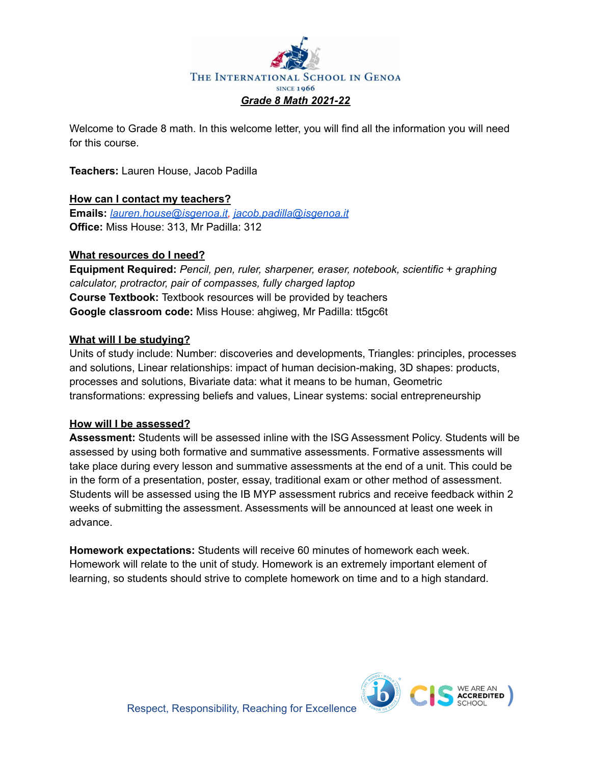THE INTERNATIONAL SCHOOL IN GENOA

SINCE 1966

# ***Grade 8 Math 2021-22***

Welcome to Grade 8 math. In this welcome letter, you will find all the information you will need for this course.

**Teachers:** Lauren House, Jacob Padilla

## How can I contact my teachers?

**Emails:** *lauren.house@isgenoa.it*, *jacob.padilla@isgenoa.it*
**Office:** Miss House: 313, Mr Padilla: 312

## What resources do I need?

**Equipment Required:** *Pencil, pen, ruler, sharpener, eraser, notebook, scientific + graphing calculator, protractor, pair of compasses, fully charged laptop*
**Course Textbook:** Textbook resources will be provided by teachers
**Google classroom code:** Miss House: ahgiweg, Mr Padilla: tt5gc6t

## What will I be studying?

Units of study include: Number: discoveries and developments, Triangles: principles, processes and solutions, Linear relationships: impact of human decision-making, 3D shapes: products, processes and solutions, Bivariate data: what it means to be human, Geometric transformations: expressing beliefs and values, Linear systems: social entrepreneurship

## How will I be assessed?

**Assessment:** Students will be assessed inline with the ISG Assessment Policy. Students will be assessed by using both formative and summative assessments. Formative assessments will take place during every lesson and summative assessments at the end of a unit. This could be in the form of a presentation, poster, essay, traditional exam or other method of assessment. Students will be assessed using the IB MYP assessment rubrics and receive feedback within 2 weeks of submitting the assessment. Assessments will be announced at least one week in advance.

**Homework expectations:** Students will receive 60 minutes of homework each week. Homework will relate to the unit of study. Homework is an extremely important element of learning, so students should strive to complete homework on time and to a high standard.

Respect, Responsibility, Reaching for Excellence

WE ARE AN ACCREDITED SCHOOL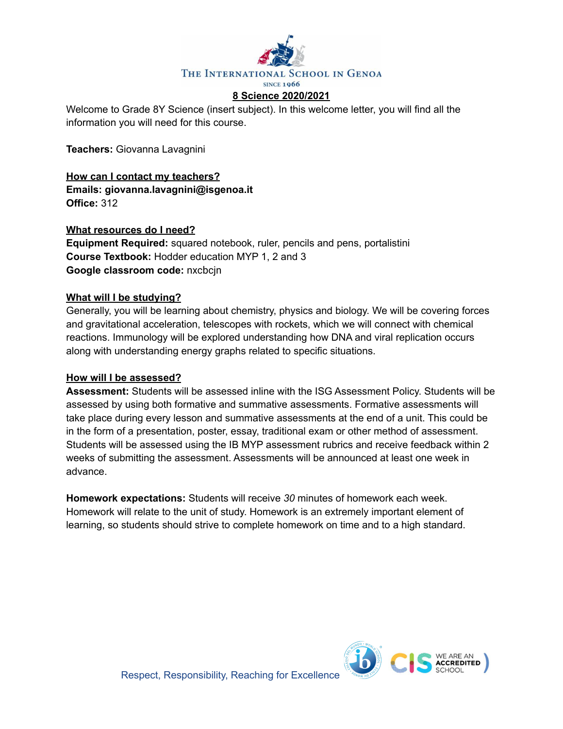THE INTERNATIONAL SCHOOL IN GENOA
SINCE 1966

# 8 Science 2020/2021

Welcome to Grade 8Y Science (insert subject). In this welcome letter, you will find all the information you will need for this course.

**Teachers:** Giovanna Lavagnini

## How can I contact my teachers?

**Emails: giovanna.lavagnini@isgenoa.it**
**Office:** 312

## What resources do I need?

**Equipment Required:** squared notebook, ruler, pencils and pens, portalistini
**Course Textbook:** Hodder education MYP 1, 2 and 3
**Google classroom code:** nxcbcjn

## What will I be studying?

Generally, you will be learning about chemistry, physics and biology. We will be covering forces and gravitational acceleration, telescopes with rockets, which we will connect with chemical reactions. Immunology will be explored understanding how DNA and viral replication occurs along with understanding energy graphs related to specific situations.

## How will I be assessed?

**Assessment:** Students will be assessed inline with the ISG Assessment Policy. Students will be assessed by using both formative and summative assessments. Formative assessments will take place during every lesson and summative assessments at the end of a unit. This could be in the form of a presentation, poster, essay, traditional exam or other method of assessment. Students will be assessed using the IB MYP assessment rubrics and receive feedback within 2 weeks of submitting the assessment. Assessments will be announced at least one week in advance.

**Homework expectations:** Students will receive *30* minutes of homework each week. Homework will relate to the unit of study. Homework is an extremely important element of learning, so students should strive to complete homework on time and to a high standard.

Respect, Responsibility, Reaching for Excellence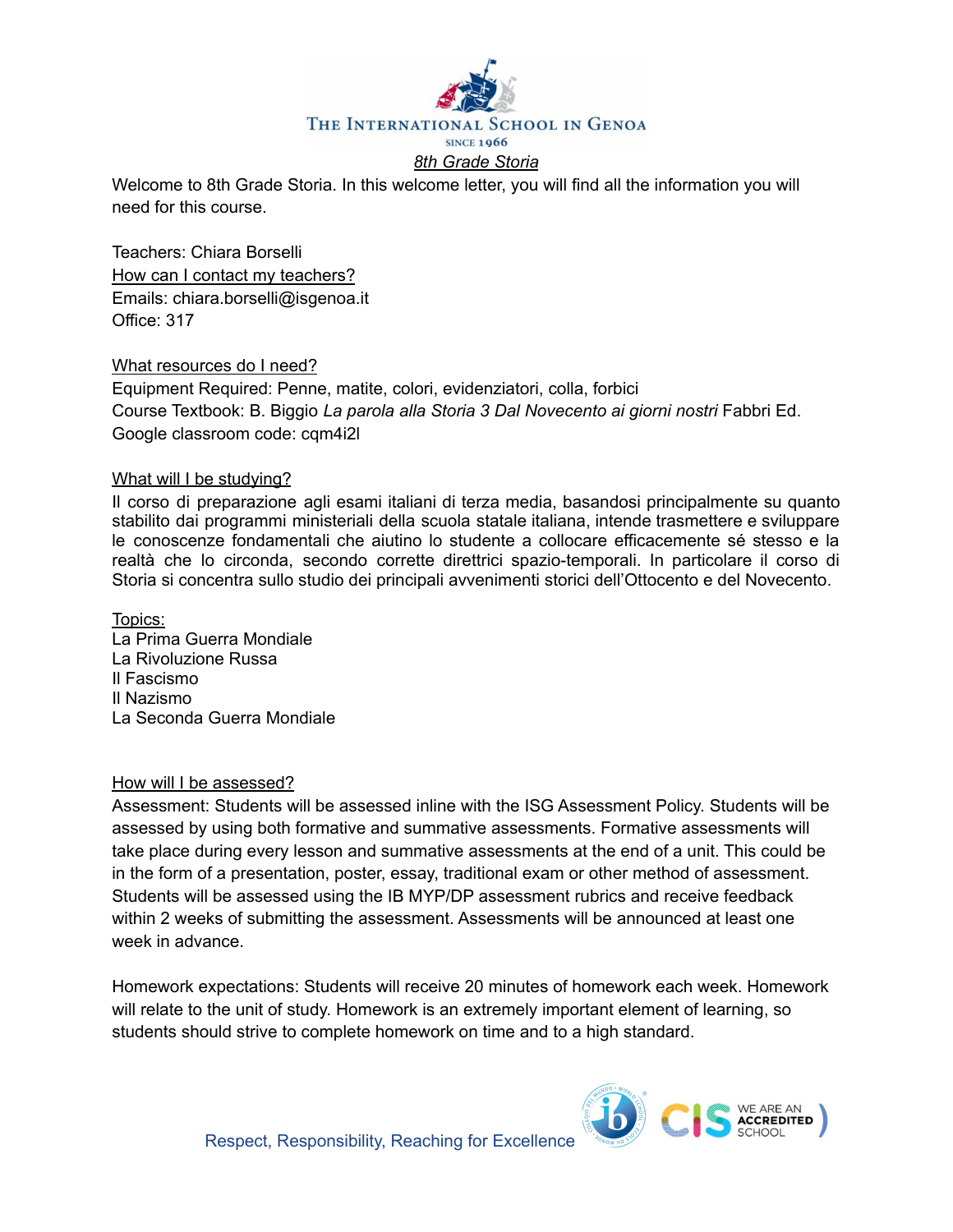# The International School in Genoa

SINCE 1966

## *8th Grade Storia*

Welcome to 8th Grade Storia. In this welcome letter, you will find all the information you will need for this course.

Teachers: Chiara Borselli

### How can I contact my teachers?

Emails: chiara.borselli@isgenoa.it

Office: 317

### What resources do I need?

Equipment Required: Penne, matite, colori, evidenziatori, colla, forbici

Course Textbook: B. Biggio *La parola alla Storia 3 Dal Novecento ai giorni nostri* Fabbri Ed.

Google classroom code: cqm4i2l

### What will I be studying?

Il corso di preparazione agli esami italiani di terza media, basandosi principalmente su quanto stabilito dai programmi ministeriali della scuola statale italiana, intende trasmettere e sviluppare le conoscenze fondamentali che aiutino lo studente a collocare efficacemente sé stesso e la realtà che lo circonda, secondo corrette direttrici spazio-temporali. In particolare il corso di Storia si concentra sullo studio dei principali avvenimenti storici dell'Ottocento e del Novecento.

### Topics:

La Prima Guerra Mondiale

La Rivoluzione Russa

Il Fascismo

Il Nazismo

La Seconda Guerra Mondiale

### How will I be assessed?

Assessment: Students will be assessed inline with the ISG Assessment Policy. Students will be assessed by using both formative and summative assessments. Formative assessments will take place during every lesson and summative assessments at the end of a unit. This could be in the form of a presentation, poster, essay, traditional exam or other method of assessment. Students will be assessed using the IB MYP/DP assessment rubrics and receive feedback within 2 weeks of submitting the assessment. Assessments will be announced at least one week in advance.

Homework expectations: Students will receive 20 minutes of homework each week. Homework will relate to the unit of study. Homework is an extremely important element of learning, so students should strive to complete homework on time and to a high standard.

Respect, Responsibility, Reaching for Excellence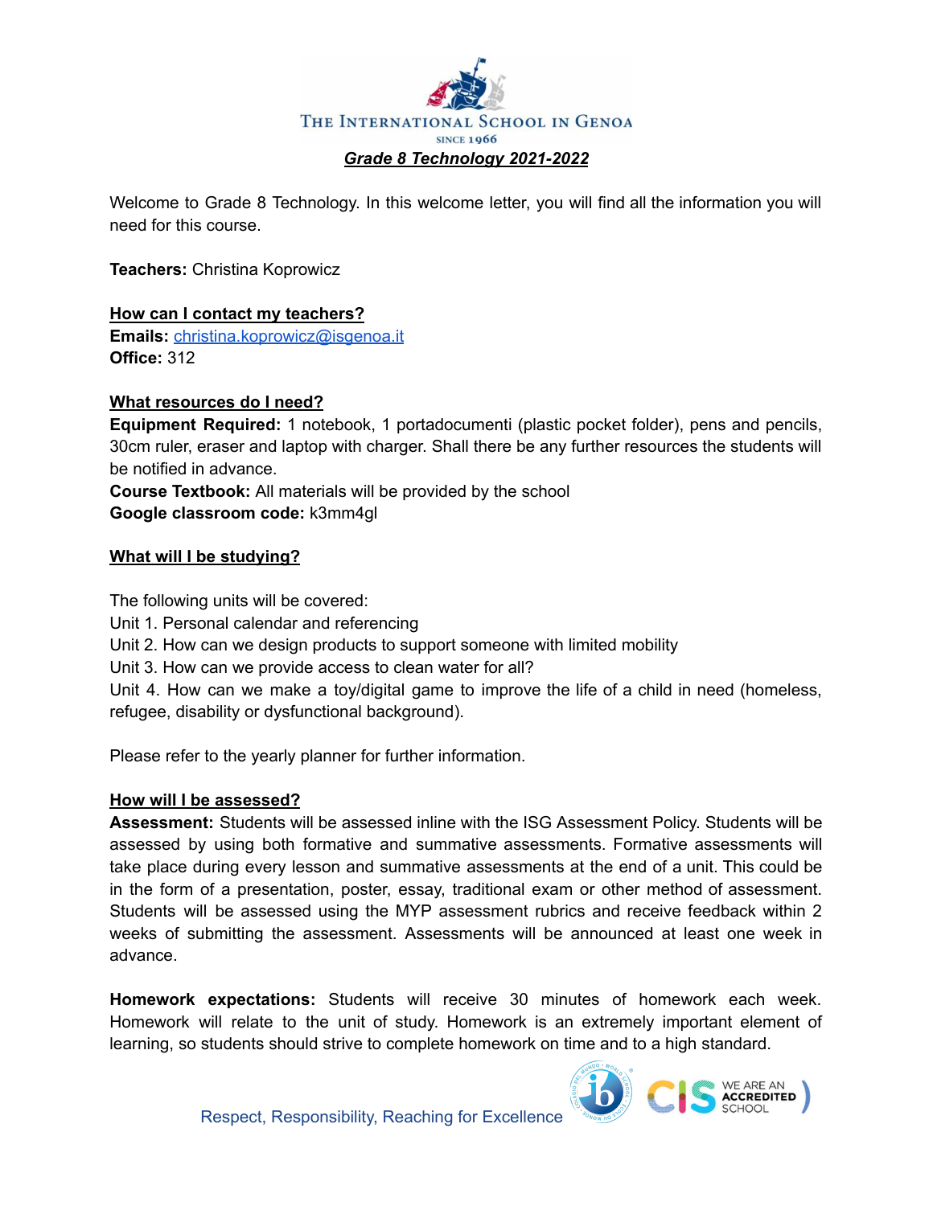THE INTERNATIONAL SCHOOL IN GENOA

SINCE 1966

## *Grade 8 Technology 2021-2022*

Welcome to Grade 8 Technology. In this welcome letter, you will find all the information you will need for this course.

**Teachers:** Christina Koprowicz

**How can I contact my teachers?**

**Emails:** christina.koprowicz@isgenoa.it

**Office:** 312

**What resources do I need?**

**Equipment Required:** 1 notebook, 1 portadocumenti (plastic pocket folder), pens and pencils, 30cm ruler, eraser and laptop with charger. Shall there be any further resources the students will be notified in advance.

**Course Textbook:** All materials will be provided by the school

**Google classroom code:** k3mm4gl

**What will I be studying?**

The following units will be covered:

Unit 1. Personal calendar and referencing

Unit 2. How can we design products to support someone with limited mobility

Unit 3. How can we provide access to clean water for all?

Unit 4. How can we make a toy/digital game to improve the life of a child in need (homeless, refugee, disability or dysfunctional background).

Please refer to the yearly planner for further information.

**How will I be assessed?**

**Assessment:** Students will be assessed inline with the ISG Assessment Policy. Students will be assessed by using both formative and summative assessments. Formative assessments will take place during every lesson and summative assessments at the end of a unit. This could be in the form of a presentation, poster, essay, traditional exam or other method of assessment. Students will be assessed using the MYP assessment rubrics and receive feedback within 2 weeks of submitting the assessment. Assessments will be announced at least one week in advance.

**Homework expectations:** Students will receive 30 minutes of homework each week. Homework will relate to the unit of study. Homework is an extremely important element of learning, so students should strive to complete homework on time and to a high standard.

Respect, Responsibility, Reaching for Excellence

WE ARE AN ACCREDITED SCHOOL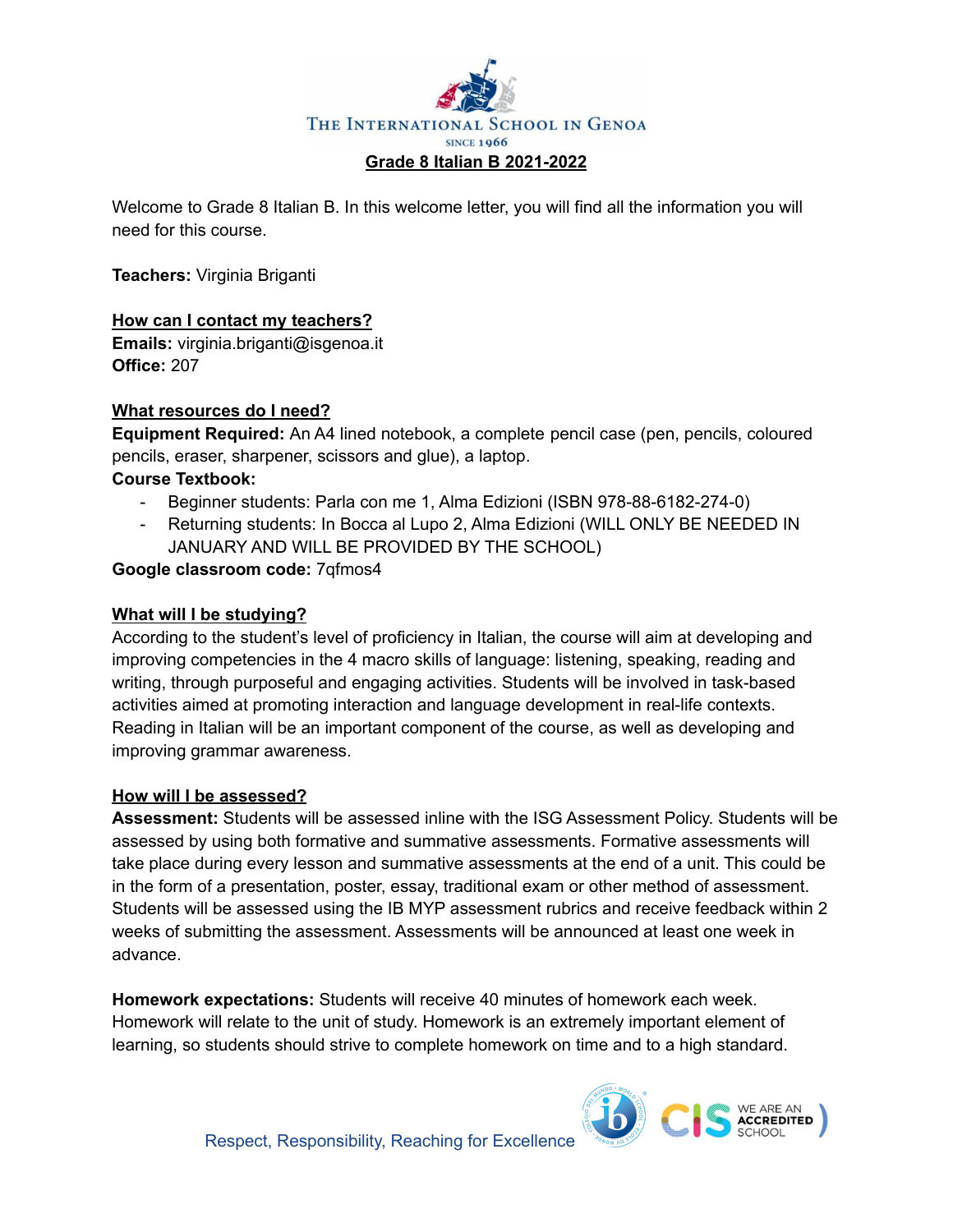THE INTERNATIONAL SCHOOL IN GENOA
SINCE 1966

## Grade 8 Italian B 2021-2022

Welcome to Grade 8 Italian B. In this welcome letter, you will find all the information you will need for this course.

**Teachers:** Virginia Briganti

### How can I contact my teachers?

**Emails:** virginia.briganti@isgenoa.it
**Office:** 207

### What resources do I need?

**Equipment Required:** An A4 lined notebook, a complete pencil case (pen, pencils, coloured pencils, eraser, sharpener, scissors and glue), a laptop.

**Course Textbook:**

- Beginner students: Parla con me 1, Alma Edizioni (ISBN 978-88-6182-274-0)
- Returning students: In Bocca al Lupo 2, Alma Edizioni (WILL ONLY BE NEEDED IN JANUARY AND WILL BE PROVIDED BY THE SCHOOL)

**Google classroom code:** 7qfmos4

### What will I be studying?

According to the student's level of proficiency in Italian, the course will aim at developing and improving competencies in the 4 macro skills of language: listening, speaking, reading and writing, through purposeful and engaging activities. Students will be involved in task-based activities aimed at promoting interaction and language development in real-life contexts. Reading in Italian will be an important component of the course, as well as developing and improving grammar awareness.

### How will I be assessed?

**Assessment:** Students will be assessed inline with the ISG Assessment Policy. Students will be assessed by using both formative and summative assessments. Formative assessments will take place during every lesson and summative assessments at the end of a unit. This could be in the form of a presentation, poster, essay, traditional exam or other method of assessment. Students will be assessed using the IB MYP assessment rubrics and receive feedback within 2 weeks of submitting the assessment. Assessments will be announced at least one week in advance.

**Homework expectations:** Students will receive 40 minutes of homework each week. Homework will relate to the unit of study. Homework is an extremely important element of learning, so students should strive to complete homework on time and to a high standard.

Respect, Responsibility, Reaching for Excellence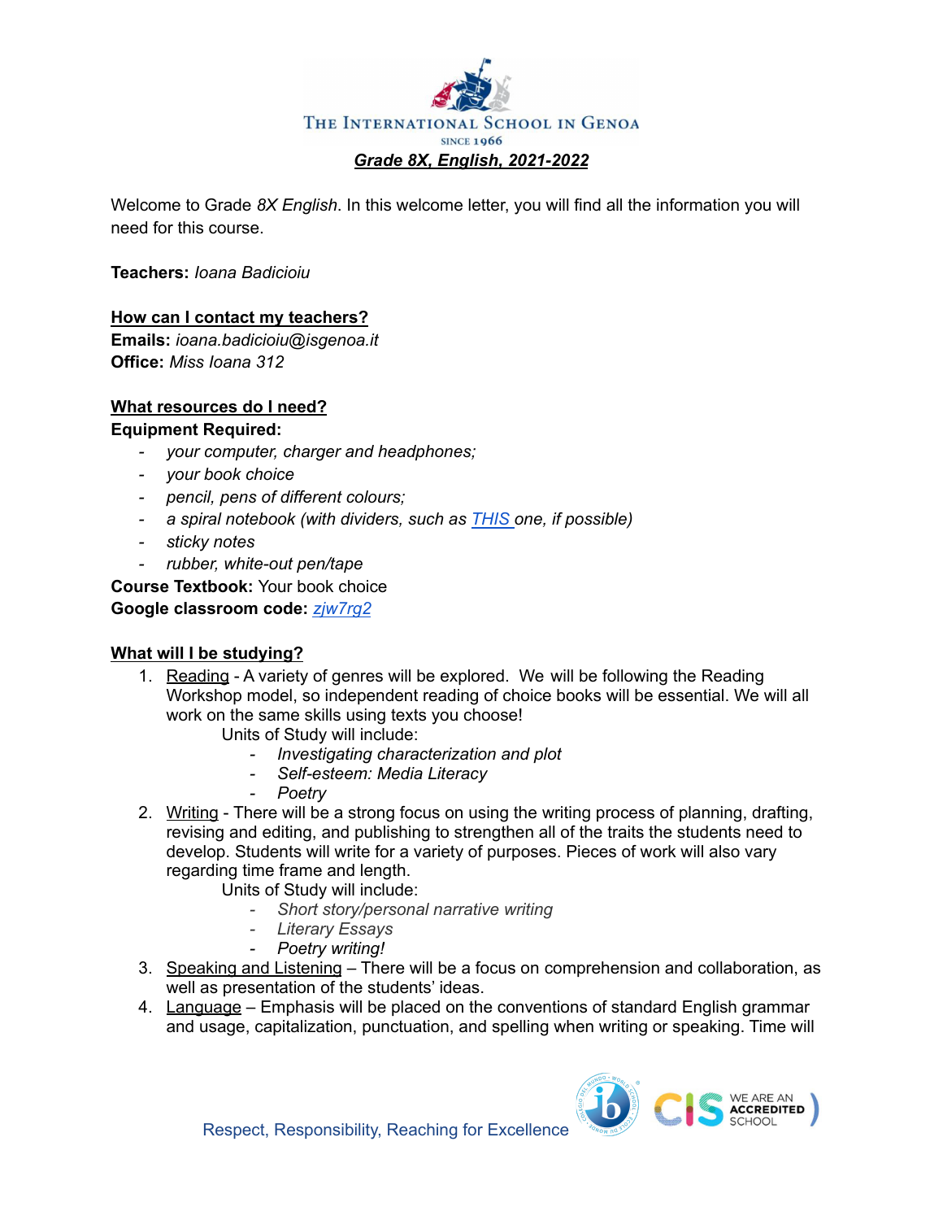The International School in Genoa
SINCE 1966

# *Grade 8X, English, 2021-2022*

Welcome to Grade *8X English*. In this welcome letter, you will find all the information you will need for this course.

**Teachers:** *Ioana Badicioiu*

**How can I contact my teachers?**
**Emails:** *ioana.badicioiu@isgenoa.it*
**Office:** *Miss Ioana 312*

**What resources do I need?**
**Equipment Required:**
- *your computer, charger and headphones;*
- *your book choice*
- *pencil, pens of different colours;*
- *a spiral notebook (with dividers, such as THIS one, if possible)*
- *sticky notes*
- *rubber, white-out pen/tape*

**Course Textbook:** Your book choice
**Google classroom code:** *zjw7rg2*

**What will I be studying?**

1. Reading - A variety of genres will be explored. We will be following the Reading Workshop model, so independent reading of choice books will be essential. We will all work on the same skills using texts you choose!
   Units of Study will include:
   - *Investigating characterization and plot*
   - *Self-esteem: Media Literacy*
   - *Poetry*
2. Writing - There will be a strong focus on using the writing process of planning, drafting, revising and editing, and publishing to strengthen all of the traits the students need to develop. Students will write for a variety of purposes. Pieces of work will also vary regarding time frame and length.
   Units of Study will include:
   - *Short story/personal narrative writing*
   - *Literary Essays*
   - *Poetry writing!*
3. Speaking and Listening – There will be a focus on comprehension and collaboration, as well as presentation of the students' ideas.
4. Language – Emphasis will be placed on the conventions of standard English grammar and usage, capitalization, punctuation, and spelling when writing or speaking. Time will

Respect, Responsibility, Reaching for Excellence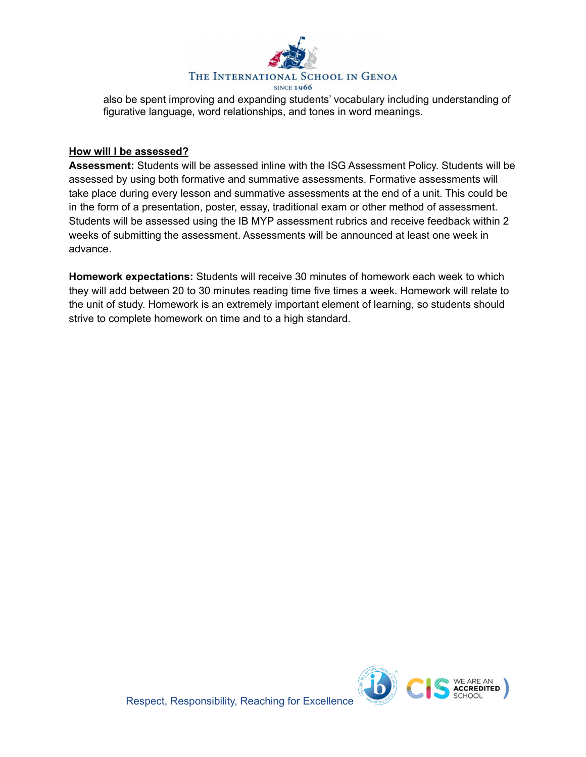also be spent improving and expanding students' vocabulary including understanding of figurative language, word relationships, and tones in word meanings.

**How will I be assessed?**

**Assessment:** Students will be assessed inline with the ISG Assessment Policy. Students will be assessed by using both formative and summative assessments. Formative assessments will take place during every lesson and summative assessments at the end of a unit. This could be in the form of a presentation, poster, essay, traditional exam or other method of assessment. Students will be assessed using the IB MYP assessment rubrics and receive feedback within 2 weeks of submitting the assessment. Assessments will be announced at least one week in advance.

**Homework expectations:** Students will receive 30 minutes of homework each week to which they will add between 20 to 30 minutes reading time five times a week. Homework will relate to the unit of study. Homework is an extremely important element of learning, so students should strive to complete homework on time and to a high standard.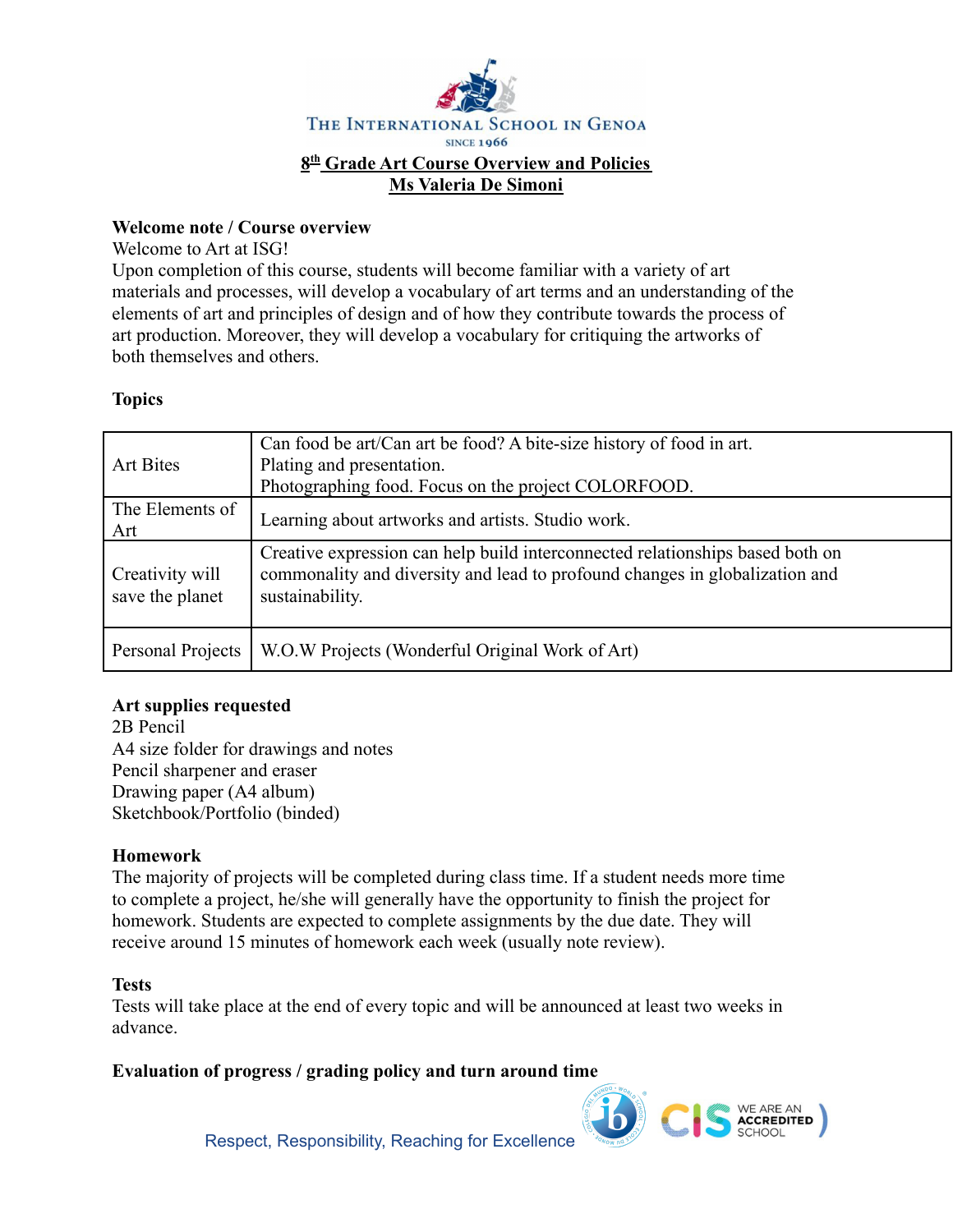THE INTERNATIONAL SCHOOL IN GENOA
SINCE 1966

## 8th Grade Art Course Overview and Policies
## Ms Valeria De Simoni

**Welcome note / Course overview**

Welcome to Art at ISG!

Upon completion of this course, students will become familiar with a variety of art materials and processes, will develop a vocabulary of art terms and an understanding of the elements of art and principles of design and of how they contribute towards the process of art production. Moreover, they will develop a vocabulary for critiquing the artworks of both themselves and others.

**Topics**

| | |
|---|---|
| Art Bites | Can food be art/Can art be food? A bite-size history of food in art.<br>Plating and presentation.<br>Photographing food. Focus on the project COLORFOOD. |
| The Elements of Art | Learning about artworks and artists. Studio work. |
| Creativity will save the planet | Creative expression can help build interconnected relationships based both on commonality and diversity and lead to profound changes in globalization and sustainability. |
| Personal Projects | W.O.W Projects (Wonderful Original Work of Art) |

**Art supplies requested**

2B Pencil
A4 size folder for drawings and notes
Pencil sharpener and eraser
Drawing paper (A4 album)
Sketchbook/Portfolio (binded)

**Homework**

The majority of projects will be completed during class time. If a student needs more time to complete a project, he/she will generally have the opportunity to finish the project for homework. Students are expected to complete assignments by the due date. They will receive around 15 minutes of homework each week (usually note review).

**Tests**

Tests will take place at the end of every topic and will be announced at least two weeks in advance.

**Evaluation of progress / grading policy and turn around time**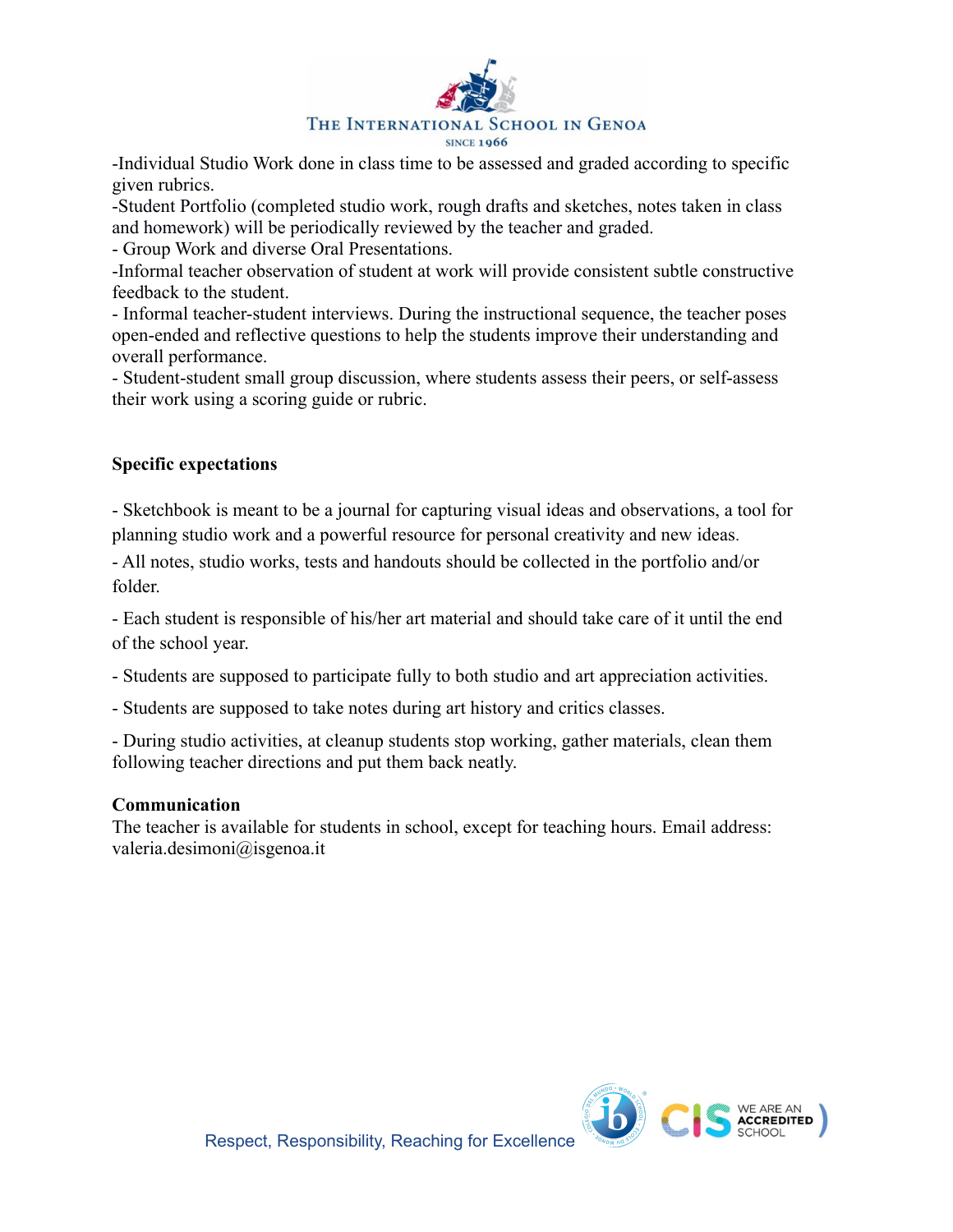-Individual Studio Work done in class time to be assessed and graded according to specific given rubrics.
-Student Portfolio (completed studio work, rough drafts and sketches, notes taken in class and homework) will be periodically reviewed by the teacher and graded.
- Group Work and diverse Oral Presentations.
-Informal teacher observation of student at work will provide consistent subtle constructive feedback to the student.
- Informal teacher-student interviews. During the instructional sequence, the teacher poses open-ended and reflective questions to help the students improve their understanding and overall performance.
- Student-student small group discussion, where students assess their peers, or self-assess their work using a scoring guide or rubric.

**Specific expectations**

- Sketchbook is meant to be a journal for capturing visual ideas and observations, a tool for planning studio work and a powerful resource for personal creativity and new ideas.

- All notes, studio works, tests and handouts should be collected in the portfolio and/or folder.

- Each student is responsible of his/her art material and should take care of it until the end of the school year.

- Students are supposed to participate fully to both studio and art appreciation activities.

- Students are supposed to take notes during art history and critics classes.

- During studio activities, at cleanup students stop working, gather materials, clean them following teacher directions and put them back neatly.

**Communication**
The teacher is available for students in school, except for teaching hours. Email address: valeria.desimoni@isgenoa.it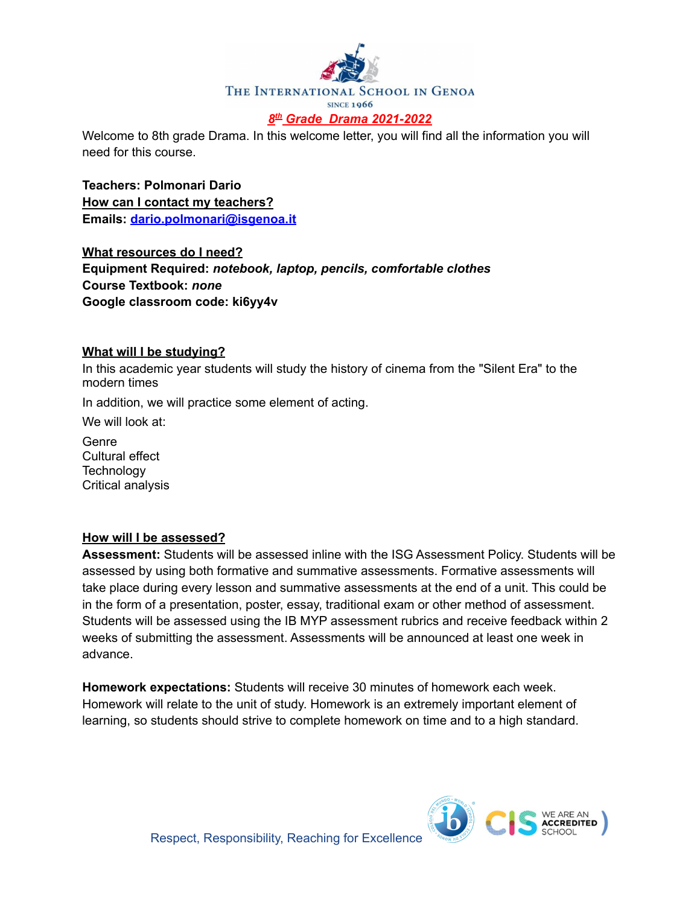THE INTERNATIONAL SCHOOL IN GENOA

SINCE 1966

# *8th Grade Drama 2021-2022*

Welcome to 8th grade Drama. In this welcome letter, you will find all the information you will need for this course.

**Teachers: Polmonari Dario**

**How can I contact my teachers?**

**Emails: dario.polmonari@isgenoa.it**

**What resources do I need?**

**Equipment Required:** ***notebook, laptop, pencils, comfortable clothes***

**Course Textbook:** ***none***

**Google classroom code: ki6yy4v**

**What will I be studying?**

In this academic year students will study the history of cinema from the "Silent Era" to the modern times

In addition, we will practice some element of acting.

We will look at:

Genre
Cultural effect
Technology
Critical analysis

**How will I be assessed?**

**Assessment:** Students will be assessed inline with the ISG Assessment Policy. Students will be assessed by using both formative and summative assessments. Formative assessments will take place during every lesson and summative assessments at the end of a unit. This could be in the form of a presentation, poster, essay, traditional exam or other method of assessment. Students will be assessed using the IB MYP assessment rubrics and receive feedback within 2 weeks of submitting the assessment. Assessments will be announced at least one week in advance.

**Homework expectations:** Students will receive 30 minutes of homework each week. Homework will relate to the unit of study. Homework is an extremely important element of learning, so students should strive to complete homework on time and to a high standard.

Respect, Responsibility, Reaching for Excellence

WE ARE AN ACCREDITED SCHOOL